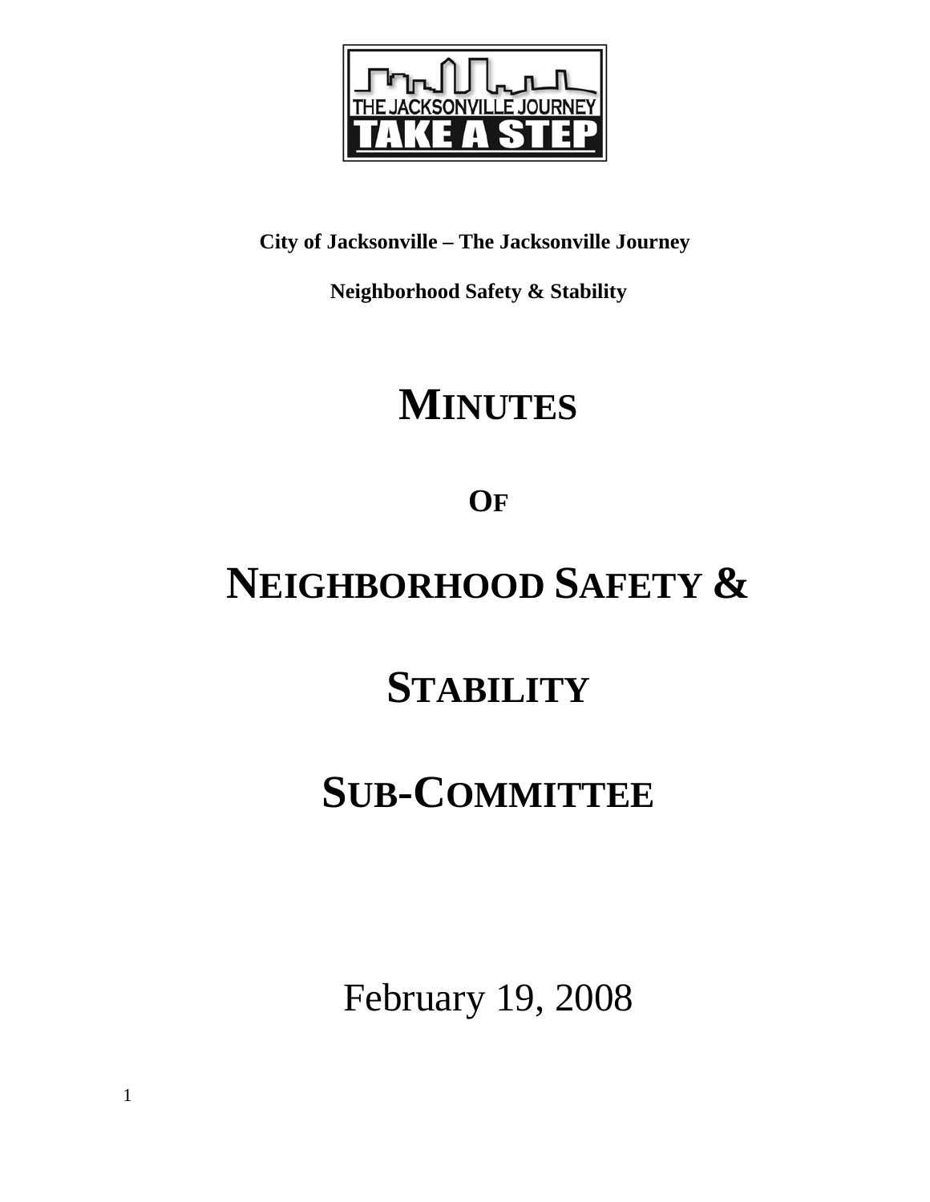**City of Jacksonville – The Jacksonville Journey**

**Neighborhood Safety & Stability**

# MINUTES

## OF

# NEIGHBORHOOD SAFETY & STABILITY SUB-COMMITTEE

February 19, 2008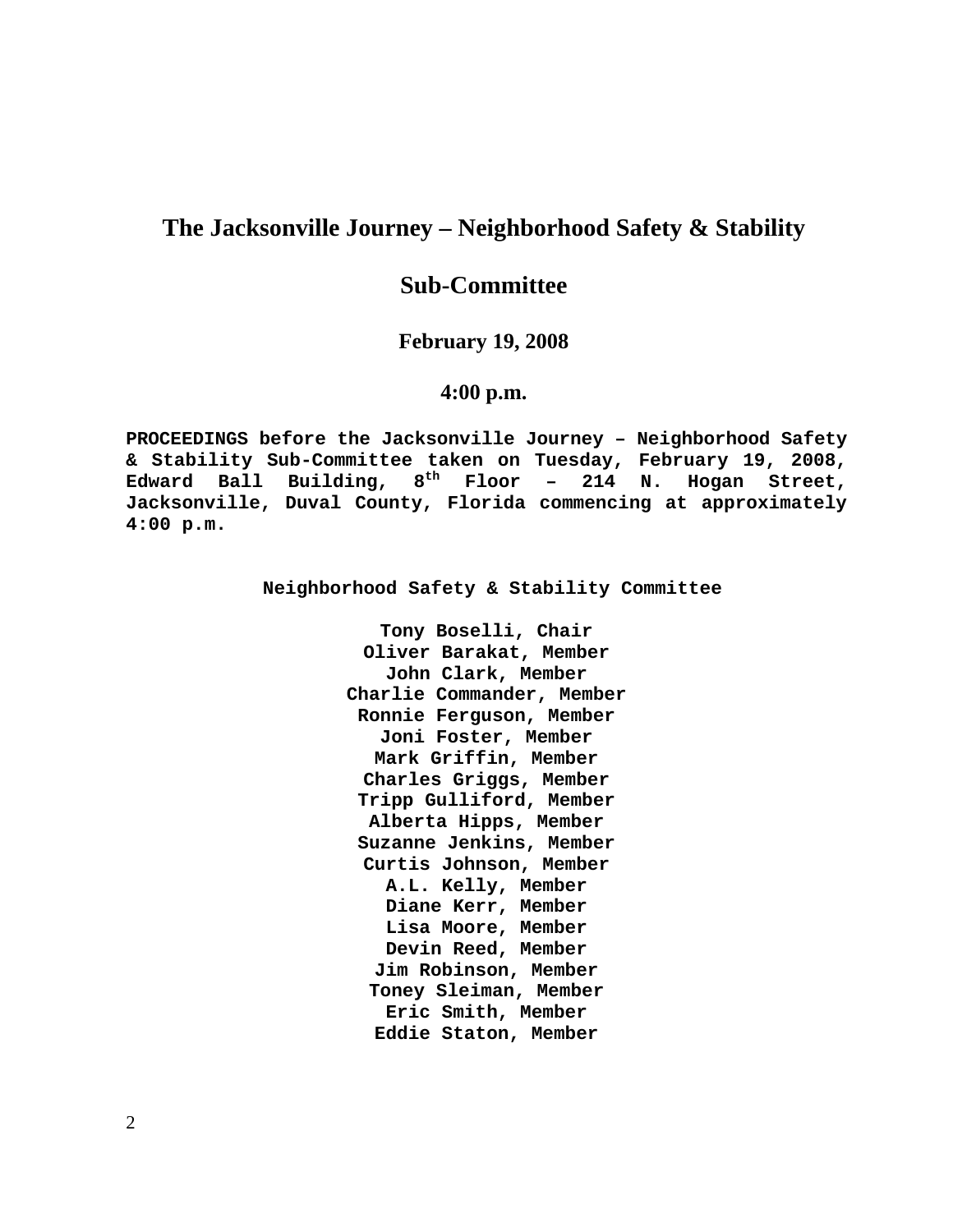# The Jacksonville Journey – Neighborhood Safety & Stability

# Sub-Committee

### February 19, 2008

### 4:00 p.m.

**PROCEEDINGS before the Jacksonville Journey – Neighborhood Safety & Stability Sub-Committee taken on Tuesday, February 19, 2008, Edward Ball Building, 8th Floor – 214 N. Hogan Street, Jacksonville, Duval County, Florida commencing at approximately 4:00 p.m.**

**Neighborhood Safety & Stability Committee**

**Tony Boselli, Chair**
**Oliver Barakat, Member**
**John Clark, Member**
**Charlie Commander, Member**
**Ronnie Ferguson, Member**
**Joni Foster, Member**
**Mark Griffin, Member**
**Charles Griggs, Member**
**Tripp Gulliford, Member**
**Alberta Hipps, Member**
**Suzanne Jenkins, Member**
**Curtis Johnson, Member**
**A.L. Kelly, Member**
**Diane Kerr, Member**
**Lisa Moore, Member**
**Devin Reed, Member**
**Jim Robinson, Member**
**Toney Sleiman, Member**
**Eric Smith, Member**
**Eddie Staton, Member**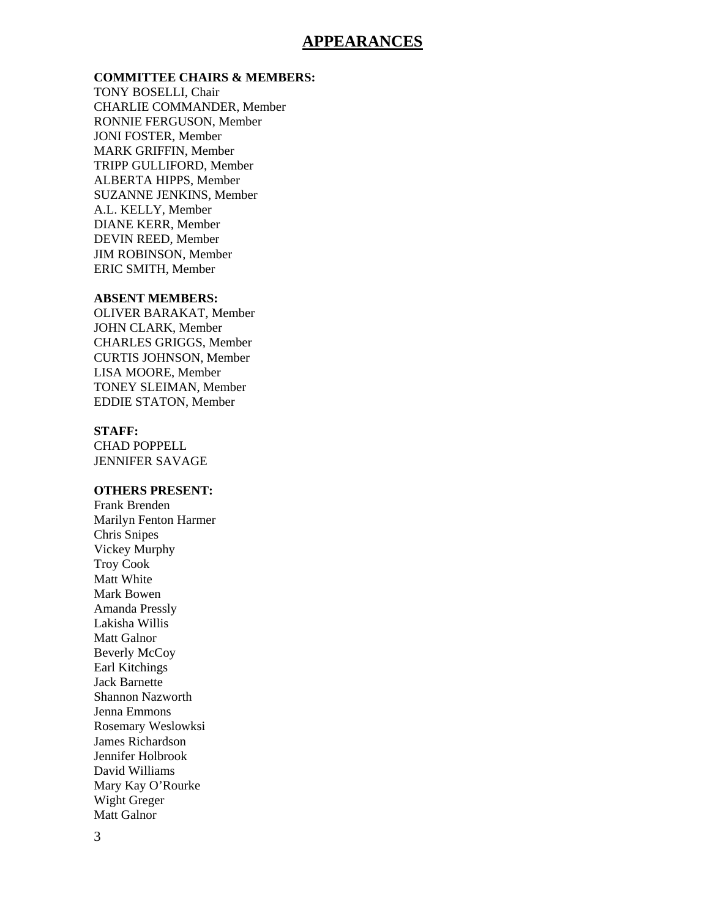# APPEARANCES

**COMMITTEE CHAIRS & MEMBERS:**
TONY BOSELLI, Chair
CHARLIE COMMANDER, Member
RONNIE FERGUSON, Member
JONI FOSTER, Member
MARK GRIFFIN, Member
TRIPP GULLIFORD, Member
ALBERTA HIPPS, Member
SUZANNE JENKINS, Member
A.L. KELLY, Member
DIANE KERR, Member
DEVIN REED, Member
JIM ROBINSON, Member
ERIC SMITH, Member

**ABSENT MEMBERS:**
OLIVER BARAKAT, Member
JOHN CLARK, Member
CHARLES GRIGGS, Member
CURTIS JOHNSON, Member
LISA MOORE, Member
TONEY SLEIMAN, Member
EDDIE STATON, Member

**STAFF:**
CHAD POPPELL
JENNIFER SAVAGE

**OTHERS PRESENT:**
Frank Brenden
Marilyn Fenton Harmer
Chris Snipes
Vickey Murphy
Troy Cook
Matt White
Mark Bowen
Amanda Pressly
Lakisha Willis
Matt Galnor
Beverly McCoy
Earl Kitchings
Jack Barnette
Shannon Nazworth
Jenna Emmons
Rosemary Weslowksi
James Richardson
Jennifer Holbrook
David Williams
Mary Kay O'Rourke
Wight Greger
Matt Galnor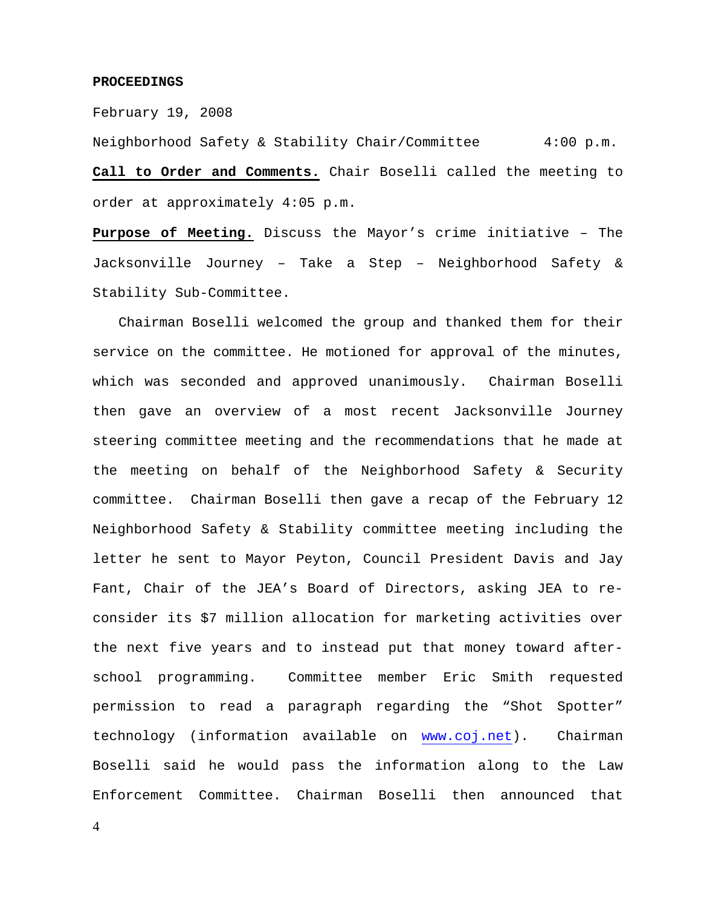**PROCEEDINGS**

February 19, 2008

Neighborhood Safety & Stability Chair/Committee 4:00 p.m.

**Call to Order and Comments.** Chair Boselli called the meeting to order at approximately 4:05 p.m.

**Purpose of Meeting.** Discuss the Mayor's crime initiative – The Jacksonville Journey – Take a Step – Neighborhood Safety & Stability Sub-Committee.

Chairman Boselli welcomed the group and thanked them for their service on the committee. He motioned for approval of the minutes, which was seconded and approved unanimously. Chairman Boselli then gave an overview of a most recent Jacksonville Journey steering committee meeting and the recommendations that he made at the meeting on behalf of the Neighborhood Safety & Security committee. Chairman Boselli then gave a recap of the February 12 Neighborhood Safety & Stability committee meeting including the letter he sent to Mayor Peyton, Council President Davis and Jay Fant, Chair of the JEA's Board of Directors, asking JEA to re-consider its $7 million allocation for marketing activities over the next five years and to instead put that money toward after-school programming. Committee member Eric Smith requested permission to read a paragraph regarding the "Shot Spotter" technology (information available on www.coj.net). Chairman Boselli said he would pass the information along to the Law Enforcement Committee. Chairman Boselli then announced that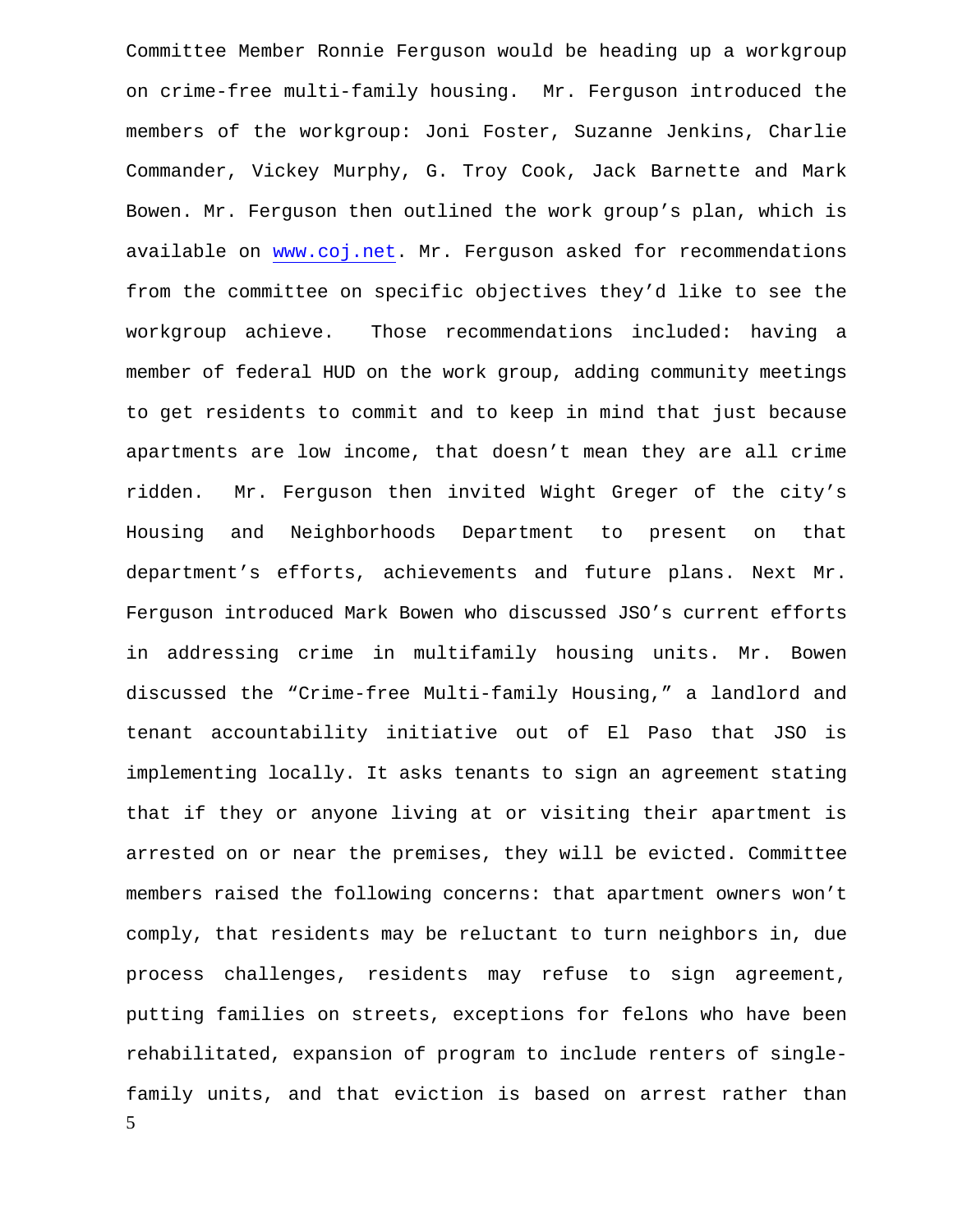Committee Member Ronnie Ferguson would be heading up a workgroup on crime-free multi-family housing. Mr. Ferguson introduced the members of the workgroup: Joni Foster, Suzanne Jenkins, Charlie Commander, Vickey Murphy, G. Troy Cook, Jack Barnette and Mark Bowen. Mr. Ferguson then outlined the work group's plan, which is available on www.coj.net. Mr. Ferguson asked for recommendations from the committee on specific objectives they'd like to see the workgroup achieve. Those recommendations included: having a member of federal HUD on the work group, adding community meetings to get residents to commit and to keep in mind that just because apartments are low income, that doesn't mean they are all crime ridden. Mr. Ferguson then invited Wight Greger of the city's Housing and Neighborhoods Department to present on that department's efforts, achievements and future plans. Next Mr. Ferguson introduced Mark Bowen who discussed JSO's current efforts in addressing crime in multifamily housing units. Mr. Bowen discussed the "Crime-free Multi-family Housing," a landlord and tenant accountability initiative out of El Paso that JSO is implementing locally. It asks tenants to sign an agreement stating that if they or anyone living at or visiting their apartment is arrested on or near the premises, they will be evicted. Committee members raised the following concerns: that apartment owners won't comply, that residents may be reluctant to turn neighbors in, due process challenges, residents may refuse to sign agreement, putting families on streets, exceptions for felons who have been rehabilitated, expansion of program to include renters of single-family units, and that eviction is based on arrest rather than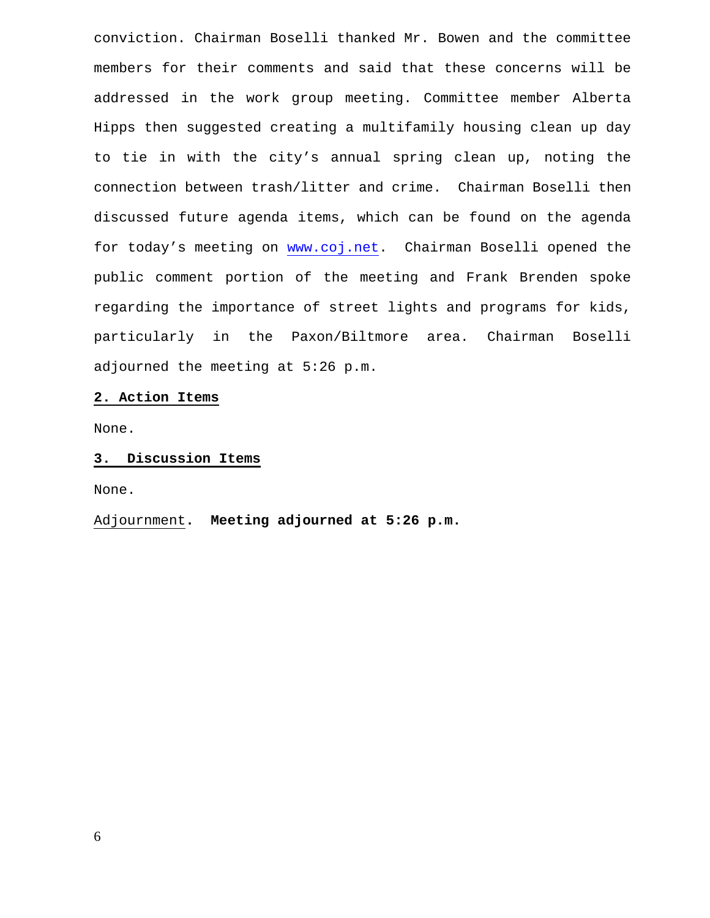conviction. Chairman Boselli thanked Mr. Bowen and the committee members for their comments and said that these concerns will be addressed in the work group meeting. Committee member Alberta Hipps then suggested creating a multifamily housing clean up day to tie in with the city's annual spring clean up, noting the connection between trash/litter and crime. Chairman Boselli then discussed future agenda items, which can be found on the agenda for today's meeting on www.coj.net. Chairman Boselli opened the public comment portion of the meeting and Frank Brenden spoke regarding the importance of street lights and programs for kids, particularly in the Paxon/Biltmore area. Chairman Boselli adjourned the meeting at 5:26 p.m.

**2. Action Items**

None.

**3. Discussion Items**

None.

Adjournment. **Meeting adjourned at 5:26 p.m.**